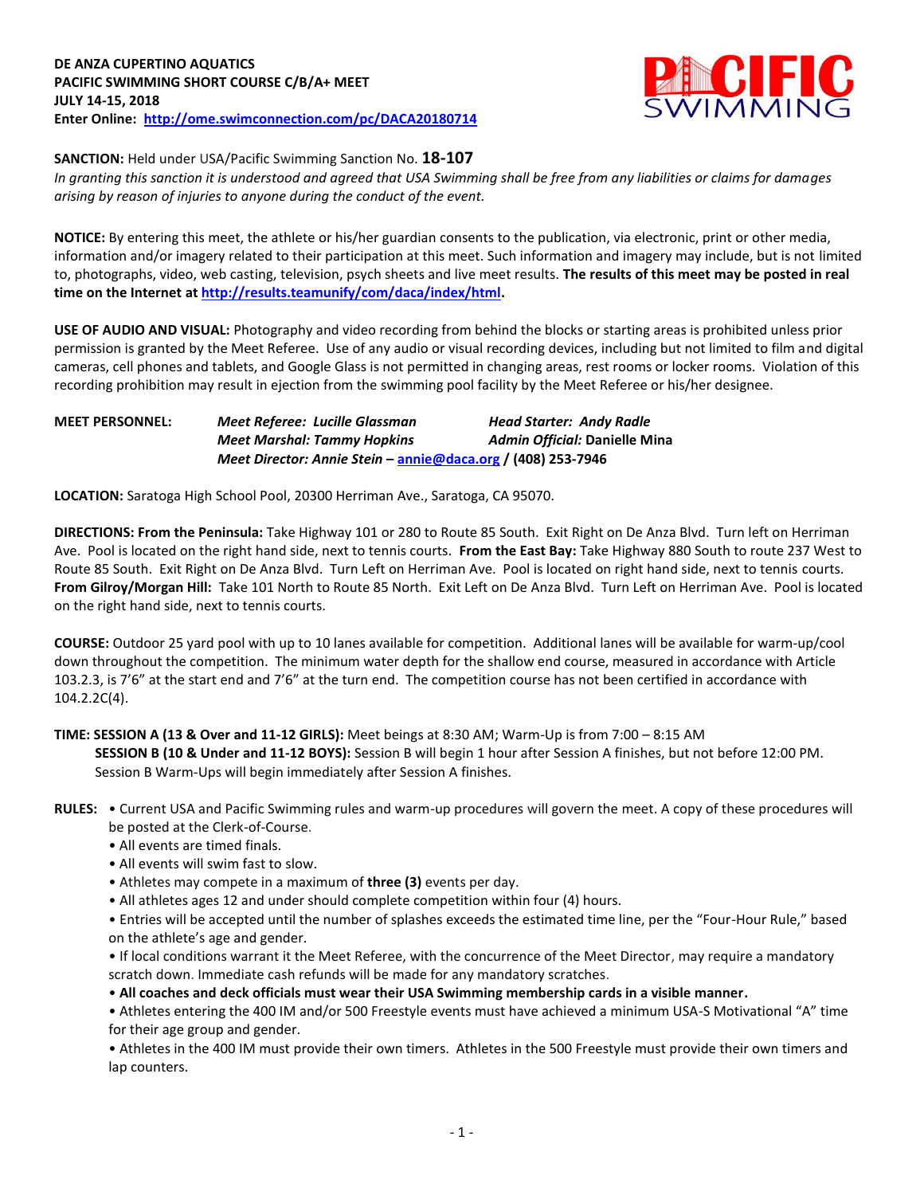**DE ANZA CUPERTINO AQUATICS**
**PACIFIC SWIMMING SHORT COURSE C/B/A+ MEET**
**JULY 14-15, 2018**
**Enter Online: [http://ome.swimconnection.com/pc/DACA20180714](http://ome.swimconnection.com/pc/DACA20180714)**

**SANCTION:** Held under USA/Pacific Swimming Sanction No. **18-107**
*In granting this sanction it is understood and agreed that USA Swimming shall be free from any liabilities or claims for damages arising by reason of injuries to anyone during the conduct of the event.*

**NOTICE:** By entering this meet, the athlete or his/her guardian consents to the publication, via electronic, print or other media, information and/or imagery related to their participation at this meet. Such information and imagery may include, but is not limited to, photographs, video, web casting, television, psych sheets and live meet results. **The results of this meet may be posted in real time on the Internet at [http://results.teamunify/com/daca/index/html](http://results.teamunify/com/daca/index/html).**

**USE OF AUDIO AND VISUAL:** Photography and video recording from behind the blocks or starting areas is prohibited unless prior permission is granted by the Meet Referee. Use of any audio or visual recording devices, including but not limited to film and digital cameras, cell phones and tablets, and Google Glass is not permitted in changing areas, rest rooms or locker rooms. Violation of this recording prohibition may result in ejection from the swimming pool facility by the Meet Referee or his/her designee.

**MEET PERSONNEL:**
*Meet Referee: Lucille Glassman* — *Head Starter: Andy Radle*
*Meet Marshal: Tammy Hopkins* — *Admin Official:* Danielle Mina
*Meet Director: Annie Stein* – [annie@daca.org](mailto:annie@daca.org) / (408) 253-7946

**LOCATION:** Saratoga High School Pool, 20300 Herriman Ave., Saratoga, CA 95070.

**DIRECTIONS: From the Peninsula:** Take Highway 101 or 280 to Route 85 South. Exit Right on De Anza Blvd. Turn left on Herriman Ave. Pool is located on the right hand side, next to tennis courts. **From the East Bay:** Take Highway 880 South to route 237 West to Route 85 South. Exit Right on De Anza Blvd. Turn Left on Herriman Ave. Pool is located on right hand side, next to tennis courts. **From Gilroy/Morgan Hill:** Take 101 North to Route 85 North. Exit Left on De Anza Blvd. Turn Left on Herriman Ave. Pool is located on the right hand side, next to tennis courts.

**COURSE:** Outdoor 25 yard pool with up to 10 lanes available for competition. Additional lanes will be available for warm-up/cool down throughout the competition. The minimum water depth for the shallow end course, measured in accordance with Article 103.2.3, is 7'6" at the start end and 7'6" at the turn end. The competition course has not been certified in accordance with 104.2.2C(4).

**TIME: SESSION A (13 & Over and 11-12 GIRLS):** Meet beings at 8:30 AM; Warm-Up is from 7:00 – 8:15 AM
**SESSION B (10 & Under and 11-12 BOYS):** Session B will begin 1 hour after Session A finishes, but not before 12:00 PM. Session B Warm-Ups will begin immediately after Session A finishes.

**RULES:**
- Current USA and Pacific Swimming rules and warm-up procedures will govern the meet. A copy of these procedures will be posted at the Clerk-of-Course.
- All events are timed finals.
- All events will swim fast to slow.
- Athletes may compete in a maximum of **three (3)** events per day.
- All athletes ages 12 and under should complete competition within four (4) hours.
- Entries will be accepted until the number of splashes exceeds the estimated time line, per the "Four-Hour Rule," based on the athlete's age and gender.
- If local conditions warrant it the Meet Referee, with the concurrence of the Meet Director, may require a mandatory scratch down. Immediate cash refunds will be made for any mandatory scratches.
- **All coaches and deck officials must wear their USA Swimming membership cards in a visible manner.**
- Athletes entering the 400 IM and/or 500 Freestyle events must have achieved a minimum USA-S Motivational "A" time for their age group and gender.
- Athletes in the 400 IM must provide their own timers. Athletes in the 500 Freestyle must provide their own timers and lap counters.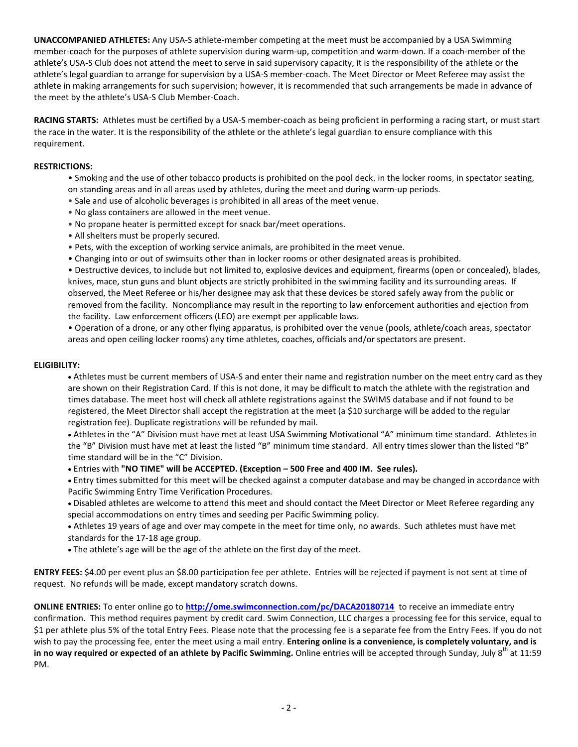**UNACCOMPANIED ATHLETES:** Any USA-S athlete-member competing at the meet must be accompanied by a USA Swimming member-coach for the purposes of athlete supervision during warm-up, competition and warm-down. If a coach-member of the athlete's USA-S Club does not attend the meet to serve in said supervisory capacity, it is the responsibility of the athlete or the athlete's legal guardian to arrange for supervision by a USA-S member-coach. The Meet Director or Meet Referee may assist the athlete in making arrangements for such supervision; however, it is recommended that such arrangements be made in advance of the meet by the athlete's USA-S Club Member-Coach.

**RACING STARTS:** Athletes must be certified by a USA-S member-coach as being proficient in performing a racing start, or must start the race in the water. It is the responsibility of the athlete or the athlete's legal guardian to ensure compliance with this requirement.

**RESTRICTIONS:**

- Smoking and the use of other tobacco products is prohibited on the pool deck, in the locker rooms, in spectator seating, on standing areas and in all areas used by athletes, during the meet and during warm-up periods.
- Sale and use of alcoholic beverages is prohibited in all areas of the meet venue.
- No glass containers are allowed in the meet venue.
- No propane heater is permitted except for snack bar/meet operations.
- All shelters must be properly secured.
- Pets, with the exception of working service animals, are prohibited in the meet venue.
- Changing into or out of swimsuits other than in locker rooms or other designated areas is prohibited.
- Destructive devices, to include but not limited to, explosive devices and equipment, firearms (open or concealed), blades, knives, mace, stun guns and blunt objects are strictly prohibited in the swimming facility and its surrounding areas. If observed, the Meet Referee or his/her designee may ask that these devices be stored safely away from the public or removed from the facility. Noncompliance may result in the reporting to law enforcement authorities and ejection from the facility. Law enforcement officers (LEO) are exempt per applicable laws.
- Operation of a drone, or any other flying apparatus, is prohibited over the venue (pools, athlete/coach areas, spectator areas and open ceiling locker rooms) any time athletes, coaches, officials and/or spectators are present.

**ELIGIBILITY:**

- Athletes must be current members of USA-S and enter their name and registration number on the meet entry card as they are shown on their Registration Card. If this is not done, it may be difficult to match the athlete with the registration and times database. The meet host will check all athlete registrations against the SWIMS database and if not found to be registered, the Meet Director shall accept the registration at the meet (a $10 surcharge will be added to the regular registration fee). Duplicate registrations will be refunded by mail.
- Athletes in the "A" Division must have met at least USA Swimming Motivational "A" minimum time standard. Athletes in the "B" Division must have met at least the listed "B" minimum time standard. All entry times slower than the listed "B" time standard will be in the "C" Division.
- Entries with **"NO TIME" will be ACCEPTED. (Exception – 500 Free and 400 IM. See rules).**
- Entry times submitted for this meet will be checked against a computer database and may be changed in accordance with Pacific Swimming Entry Time Verification Procedures.
- Disabled athletes are welcome to attend this meet and should contact the Meet Director or Meet Referee regarding any special accommodations on entry times and seeding per Pacific Swimming policy.
- Athletes 19 years of age and over may compete in the meet for time only, no awards. Such athletes must have met standards for the 17-18 age group.
- The athlete's age will be the age of the athlete on the first day of the meet.

**ENTRY FEES:** $4.00 per event plus an $8.00 participation fee per athlete. Entries will be rejected if payment is not sent at time of request. No refunds will be made, except mandatory scratch downs.

**ONLINE ENTRIES:** To enter online go to **http://ome.swimconnection.com/pc/DACA20180714** to receive an immediate entry confirmation. This method requires payment by credit card. Swim Connection, LLC charges a processing fee for this service, equal to $1 per athlete plus 5% of the total Entry Fees. Please note that the processing fee is a separate fee from the Entry Fees. If you do not wish to pay the processing fee, enter the meet using a mail entry. **Entering online is a convenience, is completely voluntary, and is in no way required or expected of an athlete by Pacific Swimming.** Online entries will be accepted through Sunday, July 8th at 11:59 PM.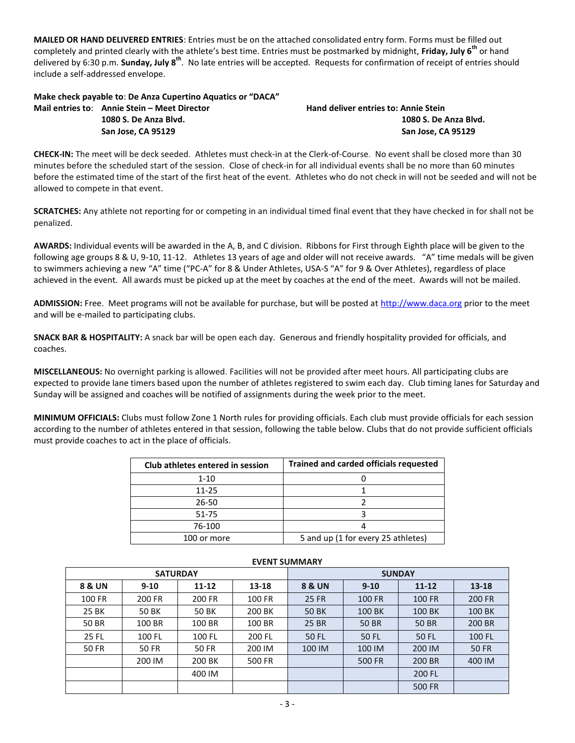**MAILED OR HAND DELIVERED ENTRIES**: Entries must be on the attached consolidated entry form. Forms must be filled out completely and printed clearly with the athlete's best time. Entries must be postmarked by midnight, **Friday, July 6th** or hand delivered by 6:30 p.m. **Sunday, July 8th**. No late entries will be accepted. Requests for confirmation of receipt of entries should include a self-addressed envelope.

**Make check payable to**: **De Anza Cupertino Aquatics or "DACA"**

**Mail entries to**: **Annie Stein – Meet Director**
**1080 S. De Anza Blvd.**
**San Jose, CA 95129**

**Hand deliver entries to: Annie Stein**
**1080 S. De Anza Blvd.**
**San Jose, CA 95129**

**CHECK-IN:** The meet will be deck seeded. Athletes must check-in at the Clerk-of-Course. No event shall be closed more than 30 minutes before the scheduled start of the session. Close of check-in for all individual events shall be no more than 60 minutes before the estimated time of the start of the first heat of the event. Athletes who do not check in will not be seeded and will not be allowed to compete in that event.

**SCRATCHES:** Any athlete not reporting for or competing in an individual timed final event that they have checked in for shall not be penalized.

**AWARDS:** Individual events will be awarded in the A, B, and C division. Ribbons for First through Eighth place will be given to the following age groups 8 & U, 9-10, 11-12. Athletes 13 years of age and older will not receive awards. "A" time medals will be given to swimmers achieving a new "A" time ("PC-A" for 8 & Under Athletes, USA-S "A" for 9 & Over Athletes), regardless of place achieved in the event. All awards must be picked up at the meet by coaches at the end of the meet. Awards will not be mailed.

**ADMISSION:** Free. Meet programs will not be available for purchase, but will be posted at http://www.daca.org prior to the meet and will be e-mailed to participating clubs.

**SNACK BAR & HOSPITALITY:** A snack bar will be open each day. Generous and friendly hospitality provided for officials, and coaches.

**MISCELLANEOUS:** No overnight parking is allowed. Facilities will not be provided after meet hours. All participating clubs are expected to provide lane timers based upon the number of athletes registered to swim each day. Club timing lanes for Saturday and Sunday will be assigned and coaches will be notified of assignments during the week prior to the meet.

**MINIMUM OFFICIALS:** Clubs must follow Zone 1 North rules for providing officials. Each club must provide officials for each session according to the number of athletes entered in that session, following the table below. Clubs that do not provide sufficient officials must provide coaches to act in the place of officials.

| Club athletes entered in session | Trained and carded officials requested |
|---|---|
| 1-10 | 0 |
| 11-25 | 1 |
| 26-50 | 2 |
| 51-75 | 3 |
| 76-100 | 4 |
| 100 or more | 5 and up (1 for every 25 athletes) |

**EVENT SUMMARY**

| SATURDAY | | | | SUNDAY | | | |
|---|---|---|---|---|---|---|---|
| **8 & UN** | **9-10** | **11-12** | **13-18** | **8 & UN** | **9-10** | **11-12** | **13-18** |
| 100 FR | 200 FR | 200 FR | 100 FR | 25 FR | 100 FR | 100 FR | 200 FR |
| 25 BK | 50 BK | 50 BK | 200 BK | 50 BK | 100 BK | 100 BK | 100 BK |
| 50 BR | 100 BR | 100 BR | 100 BR | 25 BR | 50 BR | 50 BR | 200 BR |
| 25 FL | 100 FL | 100 FL | 200 FL | 50 FL | 50 FL | 50 FL | 100 FL |
| 50 FR | 50 FR | 50 FR | 200 IM | 100 IM | 100 IM | 200 IM | 50 FR |
| | 200 IM | 200 BK | 500 FR | | 500 FR | 200 BR | 400 IM |
| | | 400 IM | | | | 200 FL | |
| | | | | | | 500 FR | |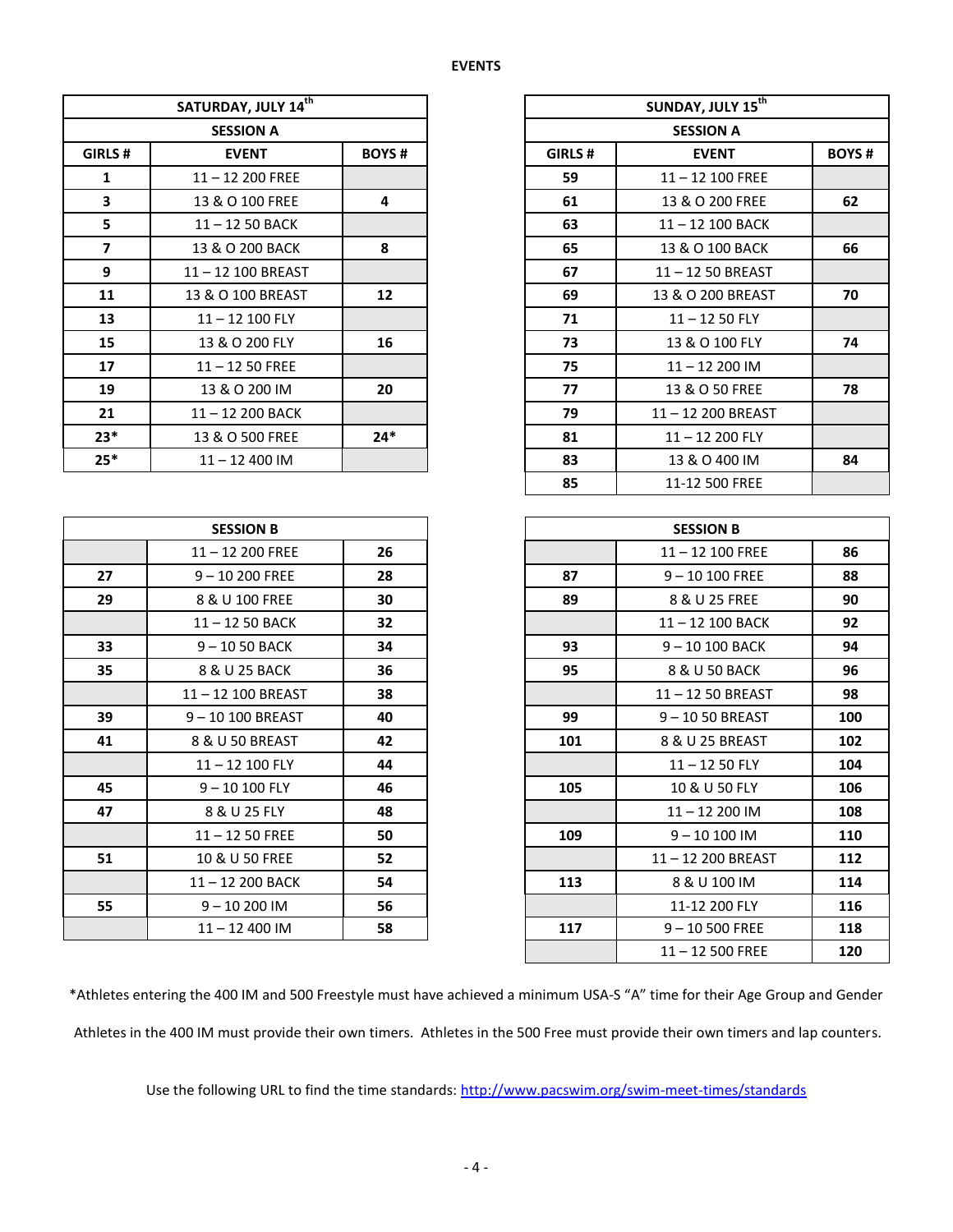**EVENTS**

| SATURDAY, JULY 14th | | |
|---|---|---|
| SESSION A | | |
| GIRLS # | EVENT | BOYS # |
| 1 | 11 – 12 200 FREE | |
| 3 | 13 & O 100 FREE | 4 |
| 5 | 11 – 12 50 BACK | |
| 7 | 13 & O 200 BACK | 8 |
| 9 | 11 – 12 100 BREAST | |
| 11 | 13 & O 100 BREAST | 12 |
| 13 | 11 – 12 100 FLY | |
| 15 | 13 & O 200 FLY | 16 |
| 17 | 11 – 12 50 FREE | |
| 19 | 13 & O 200 IM | 20 |
| 21 | 11 – 12 200 BACK | |
| 23* | 13 & O 500 FREE | 24* |
| 25* | 11 – 12 400 IM | |

| SESSION B | | |
|---|---|---|
| | 11 – 12 200 FREE | 26 |
| 27 | 9 – 10 200 FREE | 28 |
| 29 | 8 & U 100 FREE | 30 |
| | 11 – 12 50 BACK | 32 |
| 33 | 9 – 10 50 BACK | 34 |
| 35 | 8 & U 25 BACK | 36 |
| | 11 – 12 100 BREAST | 38 |
| 39 | 9 – 10 100 BREAST | 40 |
| 41 | 8 & U 50 BREAST | 42 |
| | 11 – 12 100 FLY | 44 |
| 45 | 9 – 10 100 FLY | 46 |
| 47 | 8 & U 25 FLY | 48 |
| | 11 – 12 50 FREE | 50 |
| 51 | 10 & U 50 FREE | 52 |
| | 11 – 12 200 BACK | 54 |
| 55 | 9 – 10 200 IM | 56 |
| | 11 – 12 400 IM | 58 |

| SUNDAY, JULY 15th | | |
|---|---|---|
| SESSION A | | |
| GIRLS # | EVENT | BOYS # |
| 59 | 11 – 12 100 FREE | |
| 61 | 13 & O 200 FREE | 62 |
| 63 | 11 – 12 100 BACK | |
| 65 | 13 & O 100 BACK | 66 |
| 67 | 11 – 12 50 BREAST | |
| 69 | 13 & O 200 BREAST | 70 |
| 71 | 11 – 12 50 FLY | |
| 73 | 13 & O 100 FLY | 74 |
| 75 | 11 – 12 200 IM | |
| 77 | 13 & O 50 FREE | 78 |
| 79 | 11 – 12 200 BREAST | |
| 81 | 11 – 12 200 FLY | |
| 83 | 13 & O 400 IM | 84 |
| 85 | 11-12 500 FREE | |

| SESSION B | | |
|---|---|---|
| | 11 – 12 100 FREE | 86 |
| 87 | 9 – 10 100 FREE | 88 |
| 89 | 8 & U 25 FREE | 90 |
| | 11 – 12 100 BACK | 92 |
| 93 | 9 – 10 100 BACK | 94 |
| 95 | 8 & U 50 BACK | 96 |
| | 11 – 12 50 BREAST | 98 |
| 99 | 9 – 10 50 BREAST | 100 |
| 101 | 8 & U 25 BREAST | 102 |
| | 11 – 12 50 FLY | 104 |
| 105 | 10 & U 50 FLY | 106 |
| | 11 – 12 200 IM | 108 |
| 109 | 9 – 10 100 IM | 110 |
| | 11 – 12 200 BREAST | 112 |
| 113 | 8 & U 100 IM | 114 |
| | 11-12 200 FLY | 116 |
| 117 | 9 – 10 500 FREE | 118 |
| | 11 – 12 500 FREE | 120 |

*Athletes entering the 400 IM and 500 Freestyle must have achieved a minimum USA-S "A" time for their Age Group and Gender

Athletes in the 400 IM must provide their own timers. Athletes in the 500 Free must provide their own timers and lap counters.

Use the following URL to find the time standards: http://www.pacswim.org/swim-meet-times/standards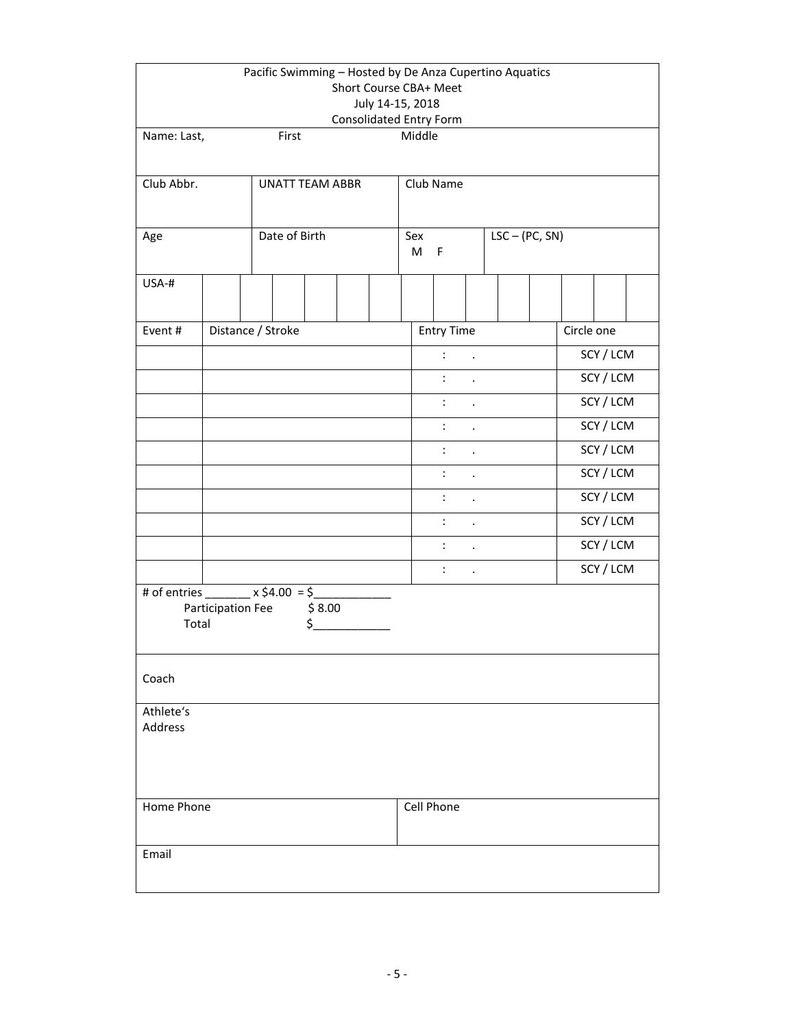Pacific Swimming – Hosted by De Anza Cupertino Aquatics
Short Course CBA+ Meet
July 14-15, 2018
Consolidated Entry Form

| Name: Last, | First | Middle |
|---|---|---|
| | | |

| Club Abbr. | UNATT TEAM ABBR | Club Name |
|---|---|---|
| | | |

| Age | Date of Birth | Sex M F | LSC – (PC, SN) |
|---|---|---|---|
| | | | |

| USA-# | | | | | | | | | | | | | | |
|---|---|---|---|---|---|---|---|---|---|---|---|---|---|---|
| | | | | | | | | | | | | | | |

| Event # | Distance / Stroke | Entry Time | Circle one |
|---|---|---|---|
| | | : . | SCY / LCM |
| | | : . | SCY / LCM |
| | | : . | SCY / LCM |
| | | : . | SCY / LCM |
| | | : . | SCY / LCM |
| | | : . | SCY / LCM |
| | | : . | SCY / LCM |
| | | : . | SCY / LCM |
| | | : . | SCY / LCM |
| | | : . | SCY / LCM |

# of entries _______ x $4.00 = $____________
Participation Fee $ 8.00
Total $____________

Coach

Athlete's Address

| Home Phone | Cell Phone |
|---|---|
| | |

Email